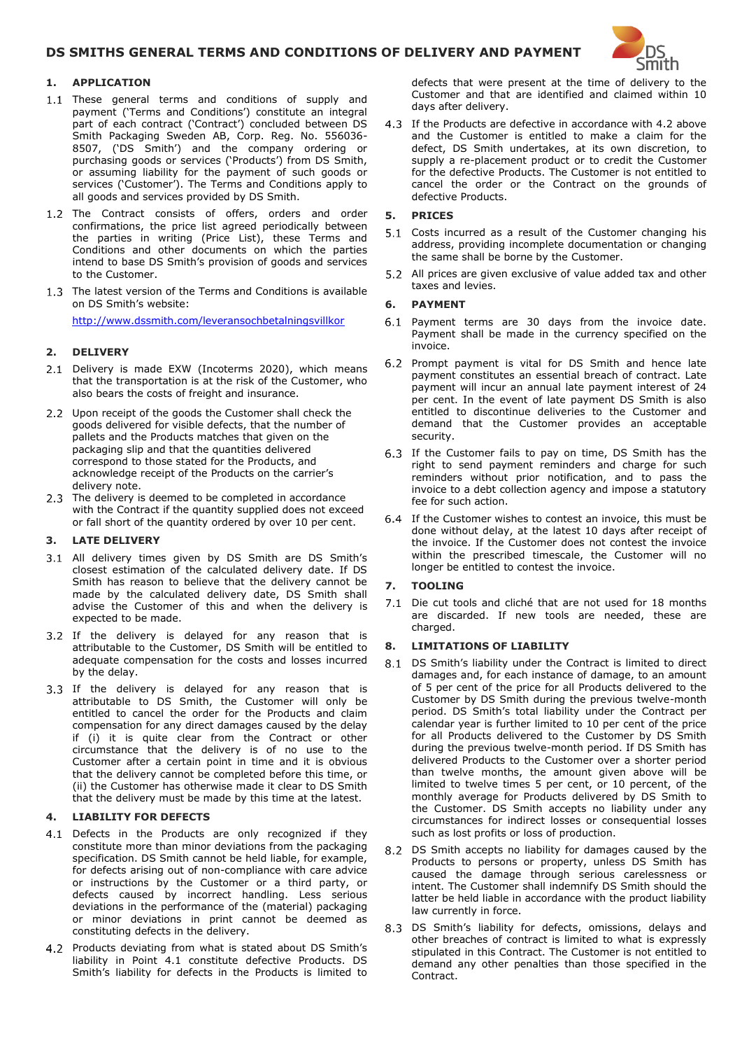# DS SMITHS GENERAL TERMS AND CONDITIONS OF DELIVERY AND PAYMENT

## 1. APPLICATION

1.1 These general terms and conditions of supply and payment ('Terms and Conditions') constitute an integral part of each contract ('Contract') concluded between DS Smith Packaging Sweden AB, Corp. Reg. No. 556036-8507, ('DS Smith') and the company ordering or purchasing goods or services ('Products') from DS Smith, or assuming liability for the payment of such goods or services ('Customer'). The Terms and Conditions apply to all goods and services provided by DS Smith.

1.2 The Contract consists of offers, orders and order confirmations, the price list agreed periodically between the parties in writing (Price List), these Terms and Conditions and other documents on which the parties intend to base DS Smith's provision of goods and services to the Customer.

1.3 The latest version of the Terms and Conditions is available on DS Smith's website:

http://www.dssmith.com/leveransochbetalningsvillkor

## 2. DELIVERY

2.1 Delivery is made EXW (Incoterms 2020), which means that the transportation is at the risk of the Customer, who also bears the costs of freight and insurance.

2.2 Upon receipt of the goods the Customer shall check the goods delivered for visible defects, that the number of pallets and the Products matches that given on the packaging slip and that the quantities delivered correspond to those stated for the Products, and acknowledge receipt of the Products on the carrier's delivery note.

2.3 The delivery is deemed to be completed in accordance with the Contract if the quantity supplied does not exceed or fall short of the quantity ordered by over 10 per cent.

## 3. LATE DELIVERY

3.1 All delivery times given by DS Smith are DS Smith's closest estimation of the calculated delivery date. If DS Smith has reason to believe that the delivery cannot be made by the calculated delivery date, DS Smith shall advise the Customer of this and when the delivery is expected to be made.

3.2 If the delivery is delayed for any reason that is attributable to the Customer, DS Smith will be entitled to adequate compensation for the costs and losses incurred by the delay.

3.3 If the delivery is delayed for any reason that is attributable to DS Smith, the Customer will only be entitled to cancel the order for the Products and claim compensation for any direct damages caused by the delay if (i) it is quite clear from the Contract or other circumstance that the delivery is of no use to the Customer after a certain point in time and it is obvious that the delivery cannot be completed before this time, or (ii) the Customer has otherwise made it clear to DS Smith that the delivery must be made by this time at the latest.

## 4. LIABILITY FOR DEFECTS

4.1 Defects in the Products are only recognized if they constitute more than minor deviations from the packaging specification. DS Smith cannot be held liable, for example, for defects arising out of non-compliance with care advice or instructions by the Customer or a third party, or defects caused by incorrect handling. Less serious deviations in the performance of the (material) packaging or minor deviations in print cannot be deemed as constituting defects in the delivery.

4.2 Products deviating from what is stated about DS Smith's liability in Point 4.1 constitute defective Products. DS Smith's liability for defects in the Products is limited to defects that were present at the time of delivery to the Customer and that are identified and claimed within 10 days after delivery.

4.3 If the Products are defective in accordance with 4.2 above and the Customer is entitled to make a claim for the defect, DS Smith undertakes, at its own discretion, to supply a re-placement product or to credit the Customer for the defective Products. The Customer is not entitled to cancel the order or the Contract on the grounds of defective Products.

## 5. PRICES

5.1 Costs incurred as a result of the Customer changing his address, providing incomplete documentation or changing the same shall be borne by the Customer.

5.2 All prices are given exclusive of value added tax and other taxes and levies.

## 6. PAYMENT

6.1 Payment terms are 30 days from the invoice date. Payment shall be made in the currency specified on the invoice.

6.2 Prompt payment is vital for DS Smith and hence late payment constitutes an essential breach of contract. Late payment will incur an annual late payment interest of 24 per cent. In the event of late payment DS Smith is also entitled to discontinue deliveries to the Customer and demand that the Customer provides an acceptable security.

6.3 If the Customer fails to pay on time, DS Smith has the right to send payment reminders and charge for such reminders without prior notification, and to pass the invoice to a debt collection agency and impose a statutory fee for such action.

6.4 If the Customer wishes to contest an invoice, this must be done without delay, at the latest 10 days after receipt of the invoice. If the Customer does not contest the invoice within the prescribed timescale, the Customer will no longer be entitled to contest the invoice.

## 7. TOOLING

7.1 Die cut tools and cliché that are not used for 18 months are discarded. If new tools are needed, these are charged.

## 8. LIMITATIONS OF LIABILITY

8.1 DS Smith's liability under the Contract is limited to direct damages and, for each instance of damage, to an amount of 5 per cent of the price for all Products delivered to the Customer by DS Smith during the previous twelve-month period. DS Smith's total liability under the Contract per calendar year is further limited to 10 per cent of the price for all Products delivered to the Customer by DS Smith during the previous twelve-month period. If DS Smith has delivered Products to the Customer over a shorter period than twelve months, the amount given above will be limited to twelve times 5 per cent, or 10 percent, of the monthly average for Products delivered by DS Smith to the Customer. DS Smith accepts no liability under any circumstances for indirect losses or consequential losses such as lost profits or loss of production.

8.2 DS Smith accepts no liability for damages caused by the Products to persons or property, unless DS Smith has caused the damage through serious carelessness or intent. The Customer shall indemnify DS Smith should the latter be held liable in accordance with the product liability law currently in force.

8.3 DS Smith's liability for defects, omissions, delays and other breaches of contract is limited to what is expressly stipulated in this Contract. The Customer is not entitled to demand any other penalties than those specified in the Contract.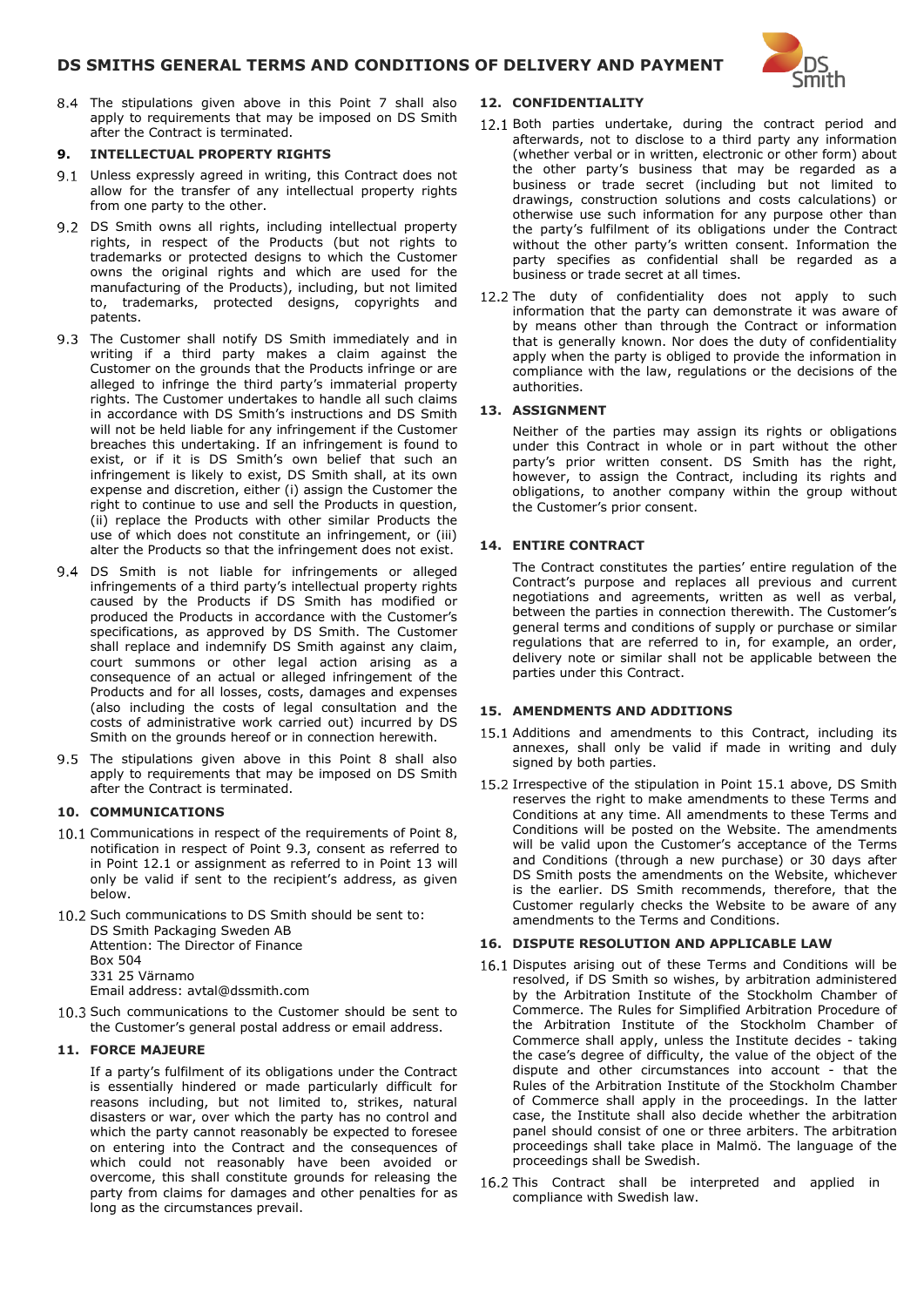8.4 The stipulations given above in this Point 7 shall also apply to requirements that may be imposed on DS Smith after the Contract is terminated.

## 9. INTELLECTUAL PROPERTY RIGHTS

9.1 Unless expressly agreed in writing, this Contract does not allow for the transfer of any intellectual property rights from one party to the other.

9.2 DS Smith owns all rights, including intellectual property rights, in respect of the Products (but not rights to trademarks or protected designs to which the Customer owns the original rights and which are used for the manufacturing of the Products), including, but not limited to, trademarks, protected designs, copyrights and patents.

9.3 The Customer shall notify DS Smith immediately and in writing if a third party makes a claim against the Customer on the grounds that the Products infringe or are alleged to infringe the third party's immaterial property rights. The Customer undertakes to handle all such claims in accordance with DS Smith's instructions and DS Smith will not be held liable for any infringement if the Customer breaches this undertaking. If an infringement is found to exist, or if it is DS Smith's own belief that such an infringement is likely to exist, DS Smith shall, at its own expense and discretion, either (i) assign the Customer the right to continue to use and sell the Products in question, (ii) replace the Products with other similar Products the use of which does not constitute an infringement, or (iii) alter the Products so that the infringement does not exist.

9.4 DS Smith is not liable for infringements or alleged infringements of a third party's intellectual property rights caused by the Products if DS Smith has modified or produced the Products in accordance with the Customer's specifications, as approved by DS Smith. The Customer shall replace and indemnify DS Smith against any claim, court summons or other legal action arising as a consequence of an actual or alleged infringement of the Products and for all losses, costs, damages and expenses (also including the costs of legal consultation and the costs of administrative work carried out) incurred by DS Smith on the grounds hereof or in connection herewith.

9.5 The stipulations given above in this Point 8 shall also apply to requirements that may be imposed on DS Smith after the Contract is terminated.

## 10. COMMUNICATIONS

10.1 Communications in respect of the requirements of Point 8, notification in respect of Point 9.3, consent as referred to in Point 12.1 or assignment as referred to in Point 13 will only be valid if sent to the recipient's address, as given below.

10.2 Such communications to DS Smith should be sent to:
DS Smith Packaging Sweden AB
Attention: The Director of Finance
Box 504
331 25 Värnamo
Email address: avtal@dssmith.com

10.3 Such communications to the Customer should be sent to the Customer's general postal address or email address.

## 11. FORCE MAJEURE

If a party's fulfilment of its obligations under the Contract is essentially hindered or made particularly difficult for reasons including, but not limited to, strikes, natural disasters or war, over which the party has no control and which the party cannot reasonably be expected to foresee on entering into the Contract and the consequences of which could not reasonably have been avoided or overcome, this shall constitute grounds for releasing the party from claims for damages and other penalties for as long as the circumstances prevail.

## 12. CONFIDENTIALITY

12.1 Both parties undertake, during the contract period and afterwards, not to disclose to a third party any information (whether verbal or in written, electronic or other form) about the other party's business that may be regarded as a business or trade secret (including but not limited to drawings, construction solutions and costs calculations) or otherwise use such information for any purpose other than the party's fulfilment of its obligations under the Contract without the other party's written consent. Information the party specifies as confidential shall be regarded as a business or trade secret at all times.

12.2 The duty of confidentiality does not apply to such information that the party can demonstrate it was aware of by means other than through the Contract or information that is generally known. Nor does the duty of confidentiality apply when the party is obliged to provide the information in compliance with the law, regulations or the decisions of the authorities.

## 13. ASSIGNMENT

Neither of the parties may assign its rights or obligations under this Contract in whole or in part without the other party's prior written consent. DS Smith has the right, however, to assign the Contract, including its rights and obligations, to another company within the group without the Customer's prior consent.

## 14. ENTIRE CONTRACT

The Contract constitutes the parties' entire regulation of the Contract's purpose and replaces all previous and current negotiations and agreements, written as well as verbal, between the parties in connection therewith. The Customer's general terms and conditions of supply or purchase or similar regulations that are referred to in, for example, an order, delivery note or similar shall not be applicable between the parties under this Contract.

## 15. AMENDMENTS AND ADDITIONS

15.1 Additions and amendments to this Contract, including its annexes, shall only be valid if made in writing and duly signed by both parties.

15.2 Irrespective of the stipulation in Point 15.1 above, DS Smith reserves the right to make amendments to these Terms and Conditions at any time. All amendments to these Terms and Conditions will be posted on the Website. The amendments will be valid upon the Customer's acceptance of the Terms and Conditions (through a new purchase) or 30 days after DS Smith posts the amendments on the Website, whichever is the earlier. DS Smith recommends, therefore, that the Customer regularly checks the Website to be aware of any amendments to the Terms and Conditions.

## 16. DISPUTE RESOLUTION AND APPLICABLE LAW

16.1 Disputes arising out of these Terms and Conditions will be resolved, if DS Smith so wishes, by arbitration administered by the Arbitration Institute of the Stockholm Chamber of Commerce. The Rules for Simplified Arbitration Procedure of the Arbitration Institute of the Stockholm Chamber of Commerce shall apply, unless the Institute decides - taking the case's degree of difficulty, the value of the object of the dispute and other circumstances into account - that the Rules of the Arbitration Institute of the Stockholm Chamber of Commerce shall apply in the proceedings. In the latter case, the Institute shall also decide whether the arbitration panel should consist of one or three arbiters. The arbitration proceedings shall take place in Malmö. The language of the proceedings shall be Swedish.

16.2 This Contract shall be interpreted and applied in compliance with Swedish law.